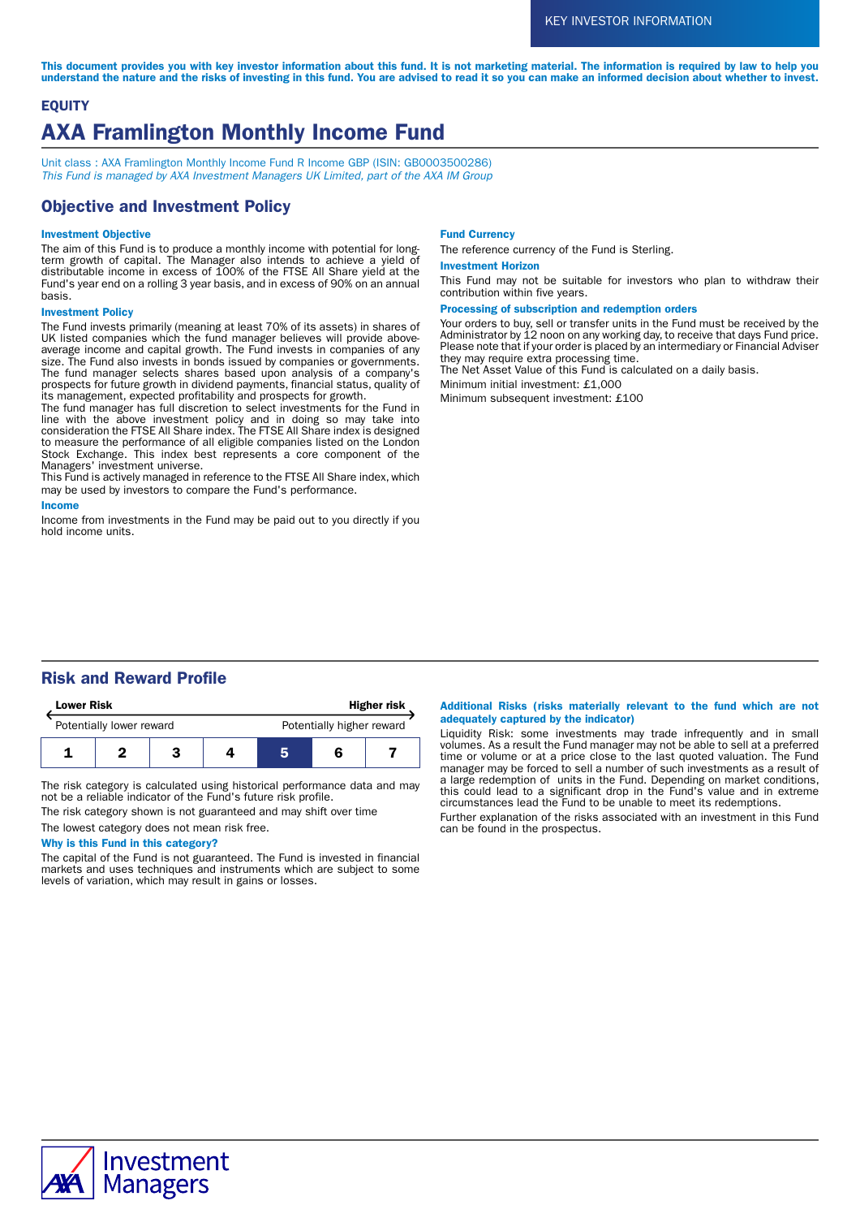KEY INVESTOR INFORMATION

**This document provides you with key investor information about this fund. It is not marketing material. The information is required by law to help you understand the nature and the risks of investing in this fund. You are advised to read it so you can make an informed decision about whether to invest.**

**EQUITY**

# AXA Framlington Monthly Income Fund

Unit class : AXA Framlington Monthly Income Fund R Income GBP (ISIN: GB0003500286)
*This Fund is managed by AXA Investment Managers UK Limited, part of the AXA IM Group*

## Objective and Investment Policy

### Investment Objective

The aim of this Fund is to produce a monthly income with potential for long-term growth of capital. The Manager also intends to achieve a yield of distributable income in excess of 100% of the FTSE All Share yield at the Fund's year end on a rolling 3 year basis, and in excess of 90% on an annual basis.

### Investment Policy

The Fund invests primarily (meaning at least 70% of its assets) in shares of UK listed companies which the fund manager believes will provide above-average income and capital growth. The Fund invests in companies of any size. The Fund also invests in bonds issued by companies or governments. The fund manager selects shares based upon analysis of a company's prospects for future growth in dividend payments, financial status, quality of its management, expected profitability and prospects for growth.
The fund manager has full discretion to select investments for the Fund in line with the above investment policy and in doing so may take into consideration the FTSE All Share index. The FTSE All Share index is designed to measure the performance of all eligible companies listed on the London Stock Exchange. This index best represents a core component of the Managers' investment universe.
This Fund is actively managed in reference to the FTSE All Share index, which may be used by investors to compare the Fund's performance.

### Income

Income from investments in the Fund may be paid out to you directly if you hold income units.

### Fund Currency

The reference currency of the Fund is Sterling.

### Investment Horizon

This Fund may not be suitable for investors who plan to withdraw their contribution within five years.

### Processing of subscription and redemption orders

Your orders to buy, sell or transfer units in the Fund must be received by the Administrator by 12 noon on any working day, to receive that days Fund price. Please note that if your order is placed by an intermediary or Financial Adviser they may require extra processing time.
The Net Asset Value of this Fund is calculated on a daily basis.

Minimum initial investment: £1,000

Minimum subsequent investment: £100

## Risk and Reward Profile

| Lower Risk | | | | | | Higher risk |
|---|---|---|---|---|---|---|
| Potentially lower reward | | | | | | Potentially higher reward |
| 1 | 2 | 3 | 4 | **5** | 6 | 7 |

The risk category is calculated using historical performance data and may not be a reliable indicator of the Fund's future risk profile.

The risk category shown is not guaranteed and may shift over time

The lowest category does not mean risk free.

### Why is this Fund in this category?

The capital of the Fund is not guaranteed. The Fund is invested in financial markets and uses techniques and instruments which are subject to some levels of variation, which may result in gains or losses.

### Additional Risks (risks materially relevant to the fund which are not adequately captured by the indicator)

Liquidity Risk: some investments may trade infrequently and in small volumes. As a result the Fund manager may not be able to sell at a preferred time or volume or at a price close to the last quoted valuation. The Fund manager may be forced to sell a number of such investments as a result of a large redemption of units in the Fund. Depending on market conditions, this could lead to a significant drop in the Fund's value and in extreme circumstances lead the Fund to be unable to meet its redemptions.

Further explanation of the risks associated with an investment in this Fund can be found in the prospectus.

AXA Investment Managers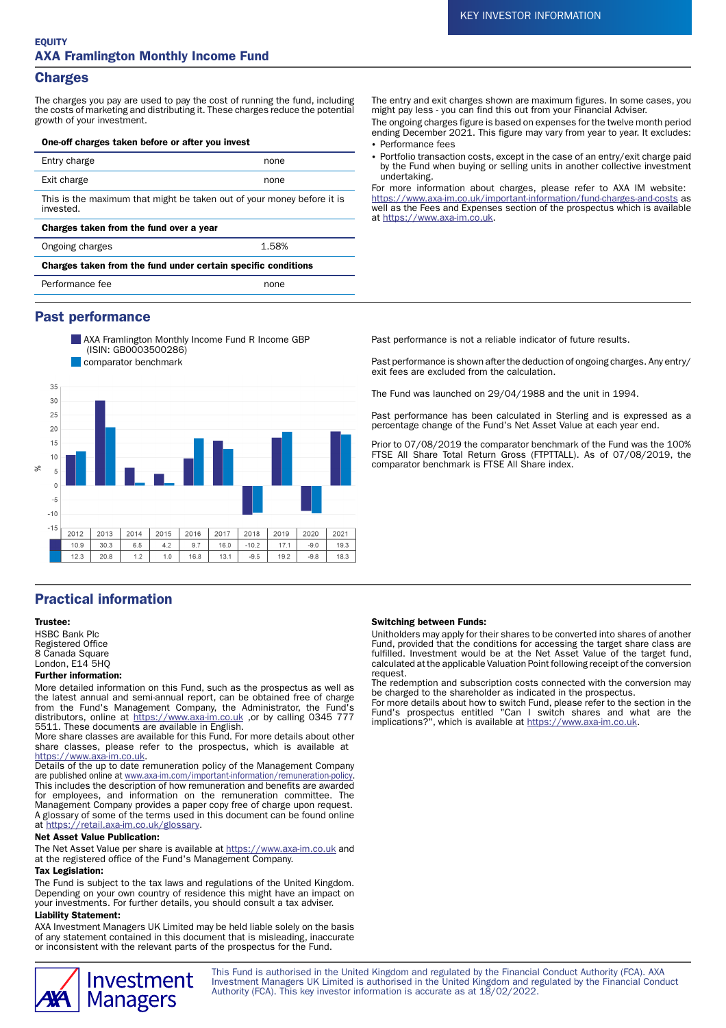KEY INVESTOR INFORMATION

**EQUITY**
## AXA Framlington Monthly Income Fund

## Charges

The charges you pay are used to pay the cost of running the fund, including the costs of marketing and distributing it. These charges reduce the potential growth of your investment.

| One-off charges taken before or after you invest | |
|---|---|
| Entry charge | none |
| Exit charge | none |
| This is the maximum that might be taken out of your money before it is invested. | |
| **Charges taken from the fund over a year** | |
| Ongoing charges | 1.58% |
| **Charges taken from the fund under certain specific conditions** | |
| Performance fee | none |

The entry and exit charges shown are maximum figures. In some cases, you might pay less - you can find this out from your Financial Adviser.

The ongoing charges figure is based on expenses for the twelve month period ending December 2021. This figure may vary from year to year. It excludes:

- Performance fees
- Portfolio transaction costs, except in the case of an entry/exit charge paid by the Fund when buying or selling units in another collective investment undertaking.

For more information about charges, please refer to AXA IM website: https://www.axa-im.co.uk/important-information/fund-charges-and-costs as well as the Fees and Expenses section of the prospectus which is available at https://www.axa-im.co.uk.

## Past performance

AXA Framlington Monthly Income Fund R Income GBP (ISIN: GB0003500286)
comparator benchmark

%
35
30
25
20
15
10
5
0
-5
-10
-15

2012 2013 2014 2015 2016 2017 2018 2019 2020 2021
10.9 30.3 6.5 4.2 9.7 16.0 -10.2 17.1 -9.0 19.3
12.3 20.8 1.2 1.0 16.8 13.1 -9.5 19.2 -9.8 18.3

Past performance is not a reliable indicator of future results.

Past performance is shown after the deduction of ongoing charges. Any entry/exit fees are excluded from the calculation.

The Fund was launched on 29/04/1988 and the unit in 1994.

Past performance has been calculated in Sterling and is expressed as a percentage change of the Fund's Net Asset Value at each year end.

Prior to 07/08/2019 the comparator benchmark of the Fund was the 100% FTSE All Share Total Return Gross (FTPTTALL). As of 07/08/2019, the comparator benchmark is FTSE All Share index.

## Practical information

**Trustee:**
HSBC Bank Plc
Registered Office
8 Canada Square
London, E14 5HQ

**Further information:**
More detailed information on this Fund, such as the prospectus as well as the latest annual and semi-annual report, can be obtained free of charge from the Fund's Management Company, the Administrator, the Fund's distributors, online at https://www.axa-im.co.uk ,or by calling 0345 777 5511. These documents are available in English.
More share classes are available for this Fund. For more details about other share classes, please refer to the prospectus, which is available at https://www.axa-im.co.uk.
Details of the up to date remuneration policy of the Management Company are published online at www.axa-im.com/important-information/remuneration-policy. This includes the description of how remuneration and benefits are awarded for employees, and information on the remuneration committee. The Management Company provides a paper copy free of charge upon request.
A glossary of some of the terms used in this document can be found online at https://retail.axa-im.co.uk/glossary.

**Net Asset Value Publication:**
The Net Asset Value per share is available at https://www.axa-im.co.uk and at the registered office of the Fund's Management Company.

**Tax Legislation:**
The Fund is subject to the tax laws and regulations of the United Kingdom. Depending on your own country of residence this might have an impact on your investments. For further details, you should consult a tax adviser.

**Liability Statement:**
AXA Investment Managers UK Limited may be held liable solely on the basis of any statement contained in this document that is misleading, inaccurate or inconsistent with the relevant parts of the prospectus for the Fund.

**Switching between Funds:**
Unitholders may apply for their shares to be converted into shares of another Fund, provided that the conditions for accessing the target share class are fulfilled. Investment would be at the Net Asset Value of the target fund, calculated at the applicable Valuation Point following receipt of the conversion request.
The redemption and subscription costs connected with the conversion may be charged to the shareholder as indicated in the prospectus.
For more details about how to switch Fund, please refer to the section in the Fund's prospectus entitled "Can I switch shares and what are the implications?", which is available at https://www.axa-im.co.uk.

AXA Investment Managers

This Fund is authorised in the United Kingdom and regulated by the Financial Conduct Authority (FCA). AXA Investment Managers UK Limited is authorised in the United Kingdom and regulated by the Financial Conduct Authority (FCA). This key investor information is accurate as at 18/02/2022.